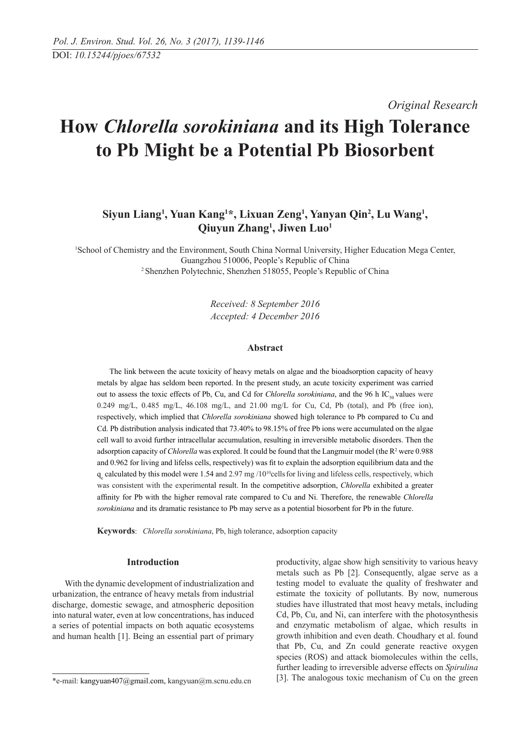DOI: 10.15244/pjoes/67532

*Original Research*

# How *Chlorella sorokiniana* and its High Tolerance to Pb Might be a Potential Pb Biosorbent

**Siyun Liang[1], Yuan Kang[1]*, Lixuan Zeng[1], Yanyan Qin[2], Lu Wang[1], Qiuyun Zhang[1], Jiwen Luo[1]**

[1]School of Chemistry and the Environment, South China Normal University, Higher Education Mega Center, Guangzhou 510006, People's Republic of China
[2]Shenzhen Polytechnic, Shenzhen 518055, People's Republic of China

*Received: 8 September 2016*
*Accepted: 4 December 2016*

### Abstract

The link between the acute toxicity of heavy metals on algae and the bioadsorption capacity of heavy metals by algae has seldom been reported. In the present study, an acute toxicity experiment was carried out to assess the toxic effects of Pb, Cu, and Cd for *Chlorella sorokiniana*, and the 96 h $IC_{50}$ values were 0.249 mg/L, 0.485 mg/L, 46.108 mg/L, and 21.00 mg/L for Cu, Cd, Pb (total), and Pb (free ion), respectively, which implied that *Chlorella sorokiniana* showed high tolerance to Pb compared to Cu and Cd. Pb distribution analysis indicated that 73.40% to 98.15% of free Pb ions were accumulated on the algae cell wall to avoid further intracellular accumulation, resulting in irreversible metabolic disorders. Then the adsorption capacity of *Chlorella* was explored. It could be found that the Langmuir model (the $R^2$ were 0.988 and 0.962 for living and lifelss cells, respectively) was fit to explain the adsorption equilibrium data and the $q_e$ calculated by this model were 1.54 and 2.97 mg /$10^{10}$cells for living and lifeless cells, respectively, which was consistent with the experimental result. In the competitive adsorption, *Chlorella* exhibited a greater affinity for Pb with the higher removal rate compared to Cu and Ni. Therefore, the renewable *Chlorella sorokiniana* and its dramatic resistance to Pb may serve as a potential biosorbent for Pb in the future.

**Keywords**: *Chlorella sorokiniana*, Pb, high tolerance, adsorption capacity

## Introduction

With the dynamic development of industrialization and urbanization, the entrance of heavy metals from industrial discharge, domestic sewage, and atmospheric deposition into natural water, even at low concentrations, has induced a series of potential impacts on both aquatic ecosystems and human health [1]. Being an essential part of primary productivity, algae show high sensitivity to various heavy metals such as Pb [2]. Consequently, algae serve as a testing model to evaluate the quality of freshwater and estimate the toxicity of pollutants. By now, numerous studies have illustrated that most heavy metals, including Cd, Pb, Cu, and Ni, can interfere with the photosynthesis and enzymatic metabolism of algae, which results in growth inhibition and even death. Choudhary et al. found that Pb, Cu, and Zn could generate reactive oxygen species (ROS) and attack biomolecules within the cells, further leading to irreversible adverse effects on *Spirulina* [3]. The analogous toxic mechanism of Cu on the green

*e-mail: kangyuan407@gmail.com, kangyuan@m.scnu.edu.cn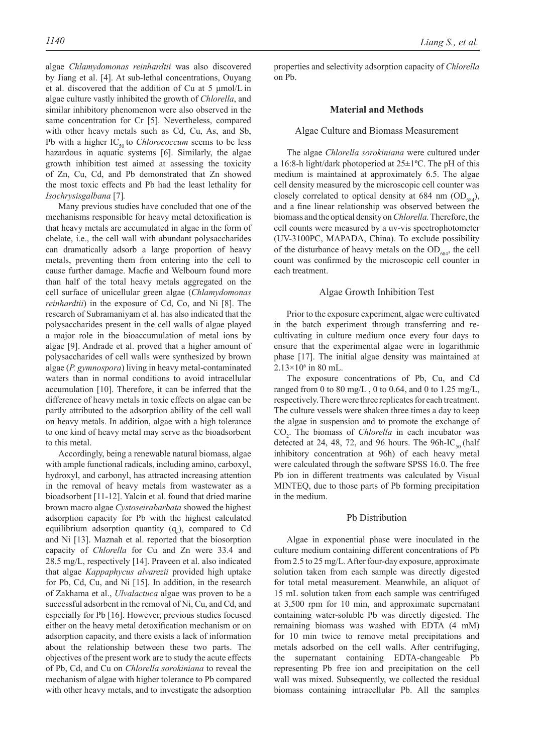algae *Chlamydomonas reinhardtii* was also discovered by Jiang et al. [4]. At sub-lethal concentrations, Ouyang et al. discovered that the addition of Cu at 5 μmol/L in algae culture vastly inhibited the growth of *Chlorella*, and similar inhibitory phenomenon were also observed in the same concentration for Cr [5]. Nevertheless, compared with other heavy metals such as Cd, Cu, As, and Sb, Pb with a higher $IC_{50}$ to *Chlorococcum* seems to be less hazardous in aquatic systems [6]. Similarly, the algae growth inhibition test aimed at assessing the toxicity of Zn, Cu, Cd, and Pb demonstrated that Zn showed the most toxic effects and Pb had the least lethality for *Isochrysisgalbana* [7].

Many previous studies have concluded that one of the mechanisms responsible for heavy metal detoxification is that heavy metals are accumulated in algae in the form of chelate, i.e., the cell wall with abundant polysaccharides can dramatically adsorb a large proportion of heavy metals, preventing them from entering into the cell to cause further damage. Macfie and Welbourn found more than half of the total heavy metals aggregated on the cell surface of unicellular green algae (*Chlamydomonas reinhardtii*) in the exposure of Cd, Co, and Ni [8]. The research of Subramaniyam et al. has also indicated that the polysaccharides present in the cell walls of algae played a major role in the bioaccumulation of metal ions by algae [9]. Andrade et al. proved that a higher amount of polysaccharides of cell walls were synthesized by brown algae (*P. gymnospora*) living in heavy metal-contaminated waters than in normal conditions to avoid intracellular accumulation [10]. Therefore, it can be inferred that the difference of heavy metals in toxic effects on algae can be partly attributed to the adsorption ability of the cell wall on heavy metals. In addition, algae with a high tolerance to one kind of heavy metal may serve as the bioadsorbent to this metal.

Accordingly, being a renewable natural biomass, algae with ample functional radicals, including amino, carboxyl, hydroxyl, and carbonyl, has attracted increasing attention in the removal of heavy metals from wastewater as a bioadsorbent [11-12]. Yalcin et al. found that dried marine brown macro algae *Cystoseirabarbata* showed the highest adsorption capacity for Pb with the highest calculated equilibrium adsorption quantity ($q_e$), compared to Cd and Ni [13]. Maznah et al. reported that the biosorption capacity of *Chlorella* for Cu and Zn were 33.4 and 28.5 mg/L, respectively [14]. Praveen et al. also indicated that algae *Kappaphycus alvarezii* provided high uptake for Pb, Cd, Cu, and Ni [15]. In addition, in the research of Zakhama et al., *Ulvalactuca* algae was proven to be a successful adsorbent in the removal of Ni, Cu, and Cd, and especially for Pb [16]. However, previous studies focused either on the heavy metal detoxification mechanism or on adsorption capacity, and there exists a lack of information about the relationship between these two parts. The objectives of the present work are to study the acute effects of Pb, Cd, and Cu on *Chlorella sorokiniana* to reveal the mechanism of algae with higher tolerance to Pb compared with other heavy metals, and to investigate the adsorption properties and selectivity adsorption capacity of *Chlorella* on Pb.

## Material and Methods

### Algae Culture and Biomass Measurement

The algae *Chlorella sorokiniana* were cultured under a 16:8-h light/dark photoperiod at 25±1ºC. The pH of this medium is maintained at approximately 6.5. The algae cell density measured by the microscopic cell counter was closely correlated to optical density at 684 nm ($OD_{684}$), and a fine linear relationship was observed between the biomass and the optical density on *Chlorella.* Therefore, the cell counts were measured by a uv-vis spectrophotometer (UV-3100PC, MAPADA, China). To exclude possibility of the disturbance of heavy metals on the $OD_{684}$, the cell count was confirmed by the microscopic cell counter in each treatment.

### Algae Growth Inhibition Test

Prior to the exposure experiment, algae were cultivated in the batch experiment through transferring and re-cultivating in culture medium once every four days to ensure that the experimental algae were in logarithmic phase [17]. The initial algae density was maintained at $2.13\times10^6$ in 80 mL.

The exposure concentrations of Pb, Cu, and Cd ranged from 0 to 80 mg/L , 0 to 0.64, and 0 to 1.25 mg/L, respectively. There were three replicates for each treatment. The culture vessels were shaken three times a day to keep the algae in suspension and to promote the exchange of $CO_2$. The biomass of *Chlorella* in each incubator was detected at 24, 48, 72, and 96 hours. The 96h-$IC_{50}$ (half inhibitory concentration at 96h) of each heavy metal were calculated through the software SPSS 16.0. The free Pb ion in different treatments was calculated by Visual MINTEQ, due to those parts of Pb forming precipitation in the medium.

### Pb Distribution

Algae in exponential phase were inoculated in the culture medium containing different concentrations of Pb from 2.5 to 25 mg/L. After four-day exposure, approximate solution taken from each sample was directly digested for total metal measurement. Meanwhile, an aliquot of 15 mL solution taken from each sample was centrifuged at 3,500 rpm for 10 min, and approximate supernatant containing water-soluble Pb was directly digested. The remaining biomass was washed with EDTA (4 mM) for 10 min twice to remove metal precipitations and metals adsorbed on the cell walls. After centrifuging, the supernatant containing EDTA-changeable Pb representing Pb free ion and precipitation on the cell wall was mixed. Subsequently, we collected the residual biomass containing intracellular Pb. All the samples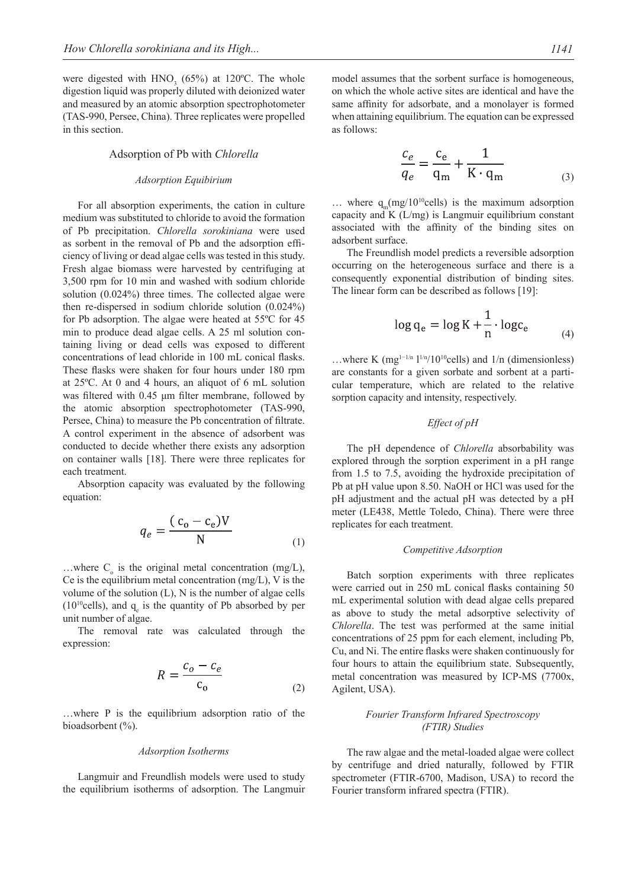were digested with $HNO_3$ (65%) at 120ºC. The whole digestion liquid was properly diluted with deionized water and measured by an atomic absorption spectrophotometer (TAS-990, Persee, China). Three replicates were propelled in this section.

## Adsorption of Pb with *Chlorella*

### *Adsorption Equibirium*

For all absorption experiments, the cation in culture medium was substituted to chloride to avoid the formation of Pb precipitation. *Chlorella sorokiniana* were used as sorbent in the removal of Pb and the adsorption efficiency of living or dead algae cells was tested in this study. Fresh algae biomass were harvested by centrifuging at 3,500 rpm for 10 min and washed with sodium chloride solution (0.024%) three times. The collected algae were then re-dispersed in sodium chloride solution (0.024%) for Pb adsorption. The algae were heated at 55ºC for 45 min to produce dead algae cells. A 25 ml solution containing living or dead cells was exposed to different concentrations of lead chloride in 100 mL conical flasks. These flasks were shaken for four hours under 180 rpm at 25ºC. At 0 and 4 hours, an aliquot of 6 mL solution was filtered with 0.45 μm filter membrane, followed by the atomic absorption spectrophotometer (TAS-990, Persee, China) to measure the Pb concentration of filtrate. A control experiment in the absence of adsorbent was conducted to decide whether there exists any adsorption on container walls [18]. There were three replicates for each treatment.

Absorption capacity was evaluated by the following equation:

$$q_e = \frac{(c_o - c_e)V}{N} \tag{1}$$

…where $C_o$ is the original metal concentration (mg/L), Ce is the equilibrium metal concentration (mg/L), V is the volume of the solution (L), N is the number of algae cells ($10^{10}$cells), and $q_e$ is the quantity of Pb absorbed by per unit number of algae.

The removal rate was calculated through the expression:

$$R = \frac{c_o - c_e}{c_o} \tag{2}$$

…where P is the equilibrium adsorption ratio of the bioadsorbent (%).

### *Adsorption Isotherms*

Langmuir and Freundlish models were used to study the equilibrium isotherms of adsorption. The Langmuir model assumes that the sorbent surface is homogeneous, on which the whole active sites are identical and have the same affinity for adsorbate, and a monolayer is formed when attaining equilibrium. The equation can be expressed as follows:

$$\frac{c_e}{q_e} = \frac{c_e}{q_m} + \frac{1}{K \cdot q_m} \tag{3}$$

… where $q_m$(mg/$10^{10}$cells) is the maximum adsorption capacity and K (L/mg) is Langmuir equilibrium constant associated with the affinity of the binding sites on adsorbent surface.

The Freundlish model predicts a reversible adsorption occurring on the heterogeneous surface and there is a consequently exponential distribution of binding sites. The linear form can be described as follows [19]:

$$\log q_e = \log K + \frac{1}{n} \cdot \log c_e \tag{4}$$

…where K ($mg^{1-1/n}\ l^{1/n}/10^{10}$cells) and 1/n (dimensionless) are constants for a given sorbate and sorbent at a particular temperature, which are related to the relative sorption capacity and intensity, respectively.

### *Effect of pH*

The pH dependence of *Chlorella* absorbability was explored through the sorption experiment in a pH range from 1.5 to 7.5, avoiding the hydroxide precipitation of Pb at pH value upon 8.50. NaOH or HCl was used for the pH adjustment and the actual pH was detected by a pH meter (LE438, Mettle Toledo, China). There were three replicates for each treatment.

### *Competitive Adsorption*

Batch sorption experiments with three replicates were carried out in 250 mL conical flasks containing 50 mL experimental solution with dead algae cells prepared as above to study the metal adsorptive selectivity of *Chlorella*. The test was performed at the same initial concentrations of 25 ppm for each element, including Pb, Cu, and Ni. The entire flasks were shaken continuously for four hours to attain the equilibrium state. Subsequently, metal concentration was measured by ICP-MS (7700x, Agilent, USA).

### *Fourier Transform Infrared Spectroscopy (FTIR) Studies*

The raw algae and the metal-loaded algae were collect by centrifuge and dried naturally, followed by FTIR spectrometer (FTIR-6700, Madison, USA) to record the Fourier transform infrared spectra (FTIR).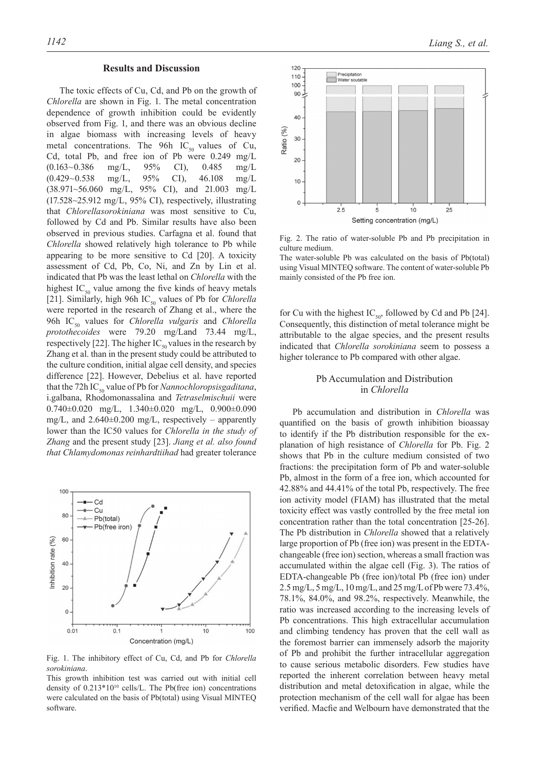## Results and Discussion

The toxic effects of Cu, Cd, and Pb on the growth of *Chlorella* are shown in Fig. 1. The metal concentration dependence of growth inhibition could be evidently observed from Fig. 1, and there was an obvious decline in algae biomass with increasing levels of heavy metal concentrations. The 96h $IC_{50}$ values of Cu, Cd, total Pb, and free ion of Pb were 0.249 mg/L (0.163~0.386 mg/L, 95% CI), 0.485 mg/L (0.429~0.538 mg/L, 95% CI), 46.108 mg/L (38.971~56.060 mg/L, 95% CI), and 21.003 mg/L (17.528~25.912 mg/L, 95% CI), respectively, illustrating that *Chlorellasorokiniana* was most sensitive to Cu, followed by Cd and Pb. Similar results have also been observed in previous studies. Carfagna et al. found that *Chlorella* showed relatively high tolerance to Pb while appearing to be more sensitive to Cd [20]. A toxicity assessment of Cd, Pb, Co, Ni, and Zn by Lin et al. indicated that Pb was the least lethal on *Chlorella* with the highest $IC_{50}$ value among the five kinds of heavy metals [21]. Similarly, high 96h $IC_{50}$ values of Pb for *Chlorella* were reported in the research of Zhang et al., where the 96h $IC_{50}$ values for *Chlorella vulgaris* and *Chlorella protothecoides* were 79.20 mg/Land 73.44 mg/L, respectively [22]. The higher $IC_{50}$ values in the research by Zhang et al. than in the present study could be attributed to the culture condition, initial algae cell density, and species difference [22]. However, Debelius et al. have reported that the 72h $IC_{50}$ value of Pb for *Nannochloropsisgaditana*, i.galbana, Rhodomonassalina and *Tetraselmischuii* were 0.740±0.020 mg/L, 1.340±0.020 mg/L, 0.900±0.090 mg/L, and 2.640±0.200 mg/L, respectively – apparently lower than the IC50 values for *Chlorella in the study of Zhang* and the present study [23]. *Jiang et al. also found that Chlamydomonas reinhardtiihad* had greater tolerance for Cu with the highest $IC_{50}$, followed by Cd and Pb [24]. Consequently, this distinction of metal tolerance might be attributable to the algae species, and the present results indicated that *Chlorella sorokiniana* seem to possess a higher tolerance to Pb compared with other algae.

Fig. 1. The inhibitory effect of Cu, Cd, and Pb for *Chlorella sorokiniana*.
This growth inhibition test was carried out with initial cell density of $0.213*10^{10}$ cells/L. The Pb(free ion) concentrations were calculated on the basis of Pb(total) using Visual MINTEQ software.

Fig. 2. The ratio of water-soluble Pb and Pb precipitation in culture medium.
The water-soluble Pb was calculated on the basis of Pb(total) using Visual MINTEQ software. The content of water-soluble Pb mainly consisted of the Pb free ion.

### Pb Accumulation and Distribution in *Chlorella*

Pb accumulation and distribution in *Chlorella* was quantified on the basis of growth inhibition bioassay to identify if the Pb distribution responsible for the explanation of high resistance of *Chlorella* for Pb. Fig. 2 shows that Pb in the culture medium consisted of two fractions: the precipitation form of Pb and water-soluble Pb, almost in the form of a free ion, which accounted for 42.88% and 44.41% of the total Pb, respectively. The free ion activity model (FIAM) has illustrated that the metal toxicity effect was vastly controlled by the free metal ion concentration rather than the total concentration [25-26]. The Pb distribution in *Chlorella* showed that a relatively large proportion of Pb (free ion) was present in the EDTA-changeable (free ion) section, whereas a small fraction was accumulated within the algae cell (Fig. 3). The ratios of EDTA-changeable Pb (free ion)/total Pb (free ion) under 2.5 mg/L, 5 mg/L, 10 mg/L, and 25 mg/L of Pb were 73.4%, 78.1%, 84.0%, and 98.2%, respectively. Meanwhile, the ratio was increased according to the increasing levels of Pb concentrations. This high extracellular accumulation and climbing tendency has proven that the cell wall as the foremost barrier can immensely adsorb the majority of Pb and prohibit the further intracellular aggregation to cause serious metabolic disorders. Few studies have reported the inherent correlation between heavy metal distribution and metal detoxification in algae, while the protection mechanism of the cell wall for algae has been verified. Macfie and Welbourn have demonstrated that the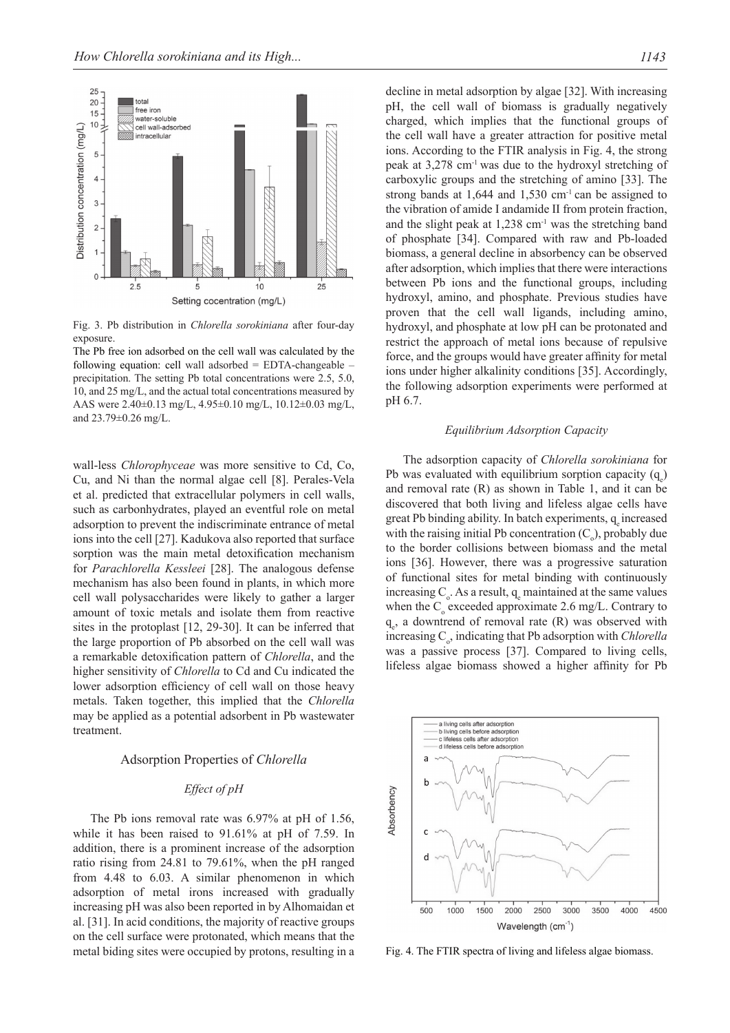Fig. 3. Pb distribution in *Chlorella sorokiniana* after four-day exposure.

The Pb free ion adsorbed on the cell wall was calculated by the following equation: cell wall adsorbed = EDTA-changeable – precipitation. The setting Pb total concentrations were 2.5, 5.0, 10, and 25 mg/L, and the actual total concentrations measured by AAS were 2.40±0.13 mg/L, 4.95±0.10 mg/L, 10.12±0.03 mg/L, and 23.79±0.26 mg/L.

wall-less *Chlorophyceae* was more sensitive to Cd, Co, Cu, and Ni than the normal algae cell [8]. Perales-Vela et al. predicted that extracellular polymers in cell walls, such as carbonhydrates, played an eventful role on metal adsorption to prevent the indiscriminate entrance of metal ions into the cell [27]. Kadukova also reported that surface sorption was the main metal detoxification mechanism for *Parachlorella Kessleei* [28]. The analogous defense mechanism has also been found in plants, in which more cell wall polysaccharides were likely to gather a larger amount of toxic metals and isolate them from reactive sites in the protoplast [12, 29-30]. It can be inferred that the large proportion of Pb absorbed on the cell wall was a remarkable detoxification pattern of *Chlorella*, and the higher sensitivity of *Chlorella* to Cd and Cu indicated the lower adsorption efficiency of cell wall on those heavy metals. Taken together, this implied that the *Chlorella* may be applied as a potential adsorbent in Pb wastewater treatment.

## Adsorption Properties of *Chlorella*

### *Effect of pH*

The Pb ions removal rate was 6.97% at pH of 1.56, while it has been raised to 91.61% at pH of 7.59. In addition, there is a prominent increase of the adsorption ratio rising from 24.81 to 79.61%, when the pH ranged from 4.48 to 6.03. A similar phenomenon in which adsorption of metal irons increased with gradually increasing pH was also been reported in by Alhomaidan et al. [31]. In acid conditions, the majority of reactive groups on the cell surface were protonated, which means that the metal biding sites were occupied by protons, resulting in a decline in metal adsorption by algae [32]. With increasing pH, the cell wall of biomass is gradually negatively charged, which implies that the functional groups of the cell wall have a greater attraction for positive metal ions. According to the FTIR analysis in Fig. 4, the strong peak at 3,278 $cm^{-1}$ was due to the hydroxyl stretching of carboxylic groups and the stretching of amino [33]. The strong bands at 1,644 and 1,530 $cm^{-1}$ can be assigned to the vibration of amide I andamide II from protein fraction, and the slight peak at 1,238 $cm^{-1}$ was the stretching band of phosphate [34]. Compared with raw and Pb-loaded biomass, a general decline in absorbency can be observed after adsorption, which implies that there were interactions between Pb ions and the functional groups, including hydroxyl, amino, and phosphate. Previous studies have proven that the cell wall ligands, including amino, hydroxyl, and phosphate at low pH can be protonated and restrict the approach of metal ions because of repulsive force, and the groups would have greater affinity for metal ions under higher alkalinity conditions [35]. Accordingly, the following adsorption experiments were performed at pH 6.7.

### *Equilibrium Adsorption Capacity*

The adsorption capacity of *Chlorella sorokiniana* for Pb was evaluated with equilibrium sorption capacity ($q_e$) and removal rate (R) as shown in Table 1, and it can be discovered that both living and lifeless algae cells have great Pb binding ability. In batch experiments, $q_e$ increased with the raising initial Pb concentration ($C_o$), probably due to the border collisions between biomass and the metal ions [36]. However, there was a progressive saturation of functional sites for metal binding with continuously increasing $C_o$. As a result, $q_e$ maintained at the same values when the $C_o$ exceeded approximate 2.6 mg/L. Contrary to $q_e$, a downtrend of removal rate (R) was observed with increasing $C_o$, indicating that Pb adsorption with *Chlorella* was a passive process [37]. Compared to living cells, lifeless algae biomass showed a higher affinity for Pb

Fig. 4. The FTIR spectra of living and lifeless algae biomass.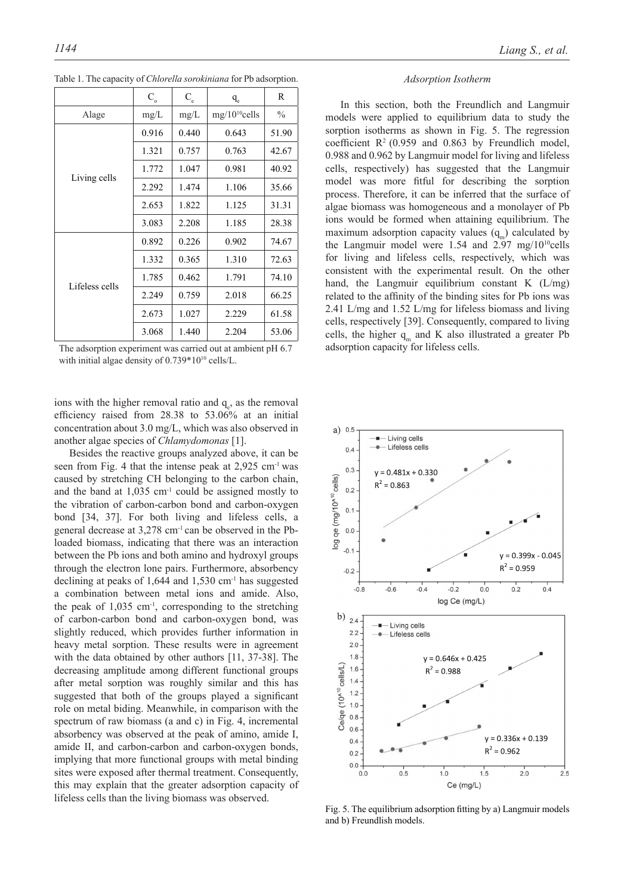Table 1. The capacity of *Chlorella sorokiniana* for Pb adsorption.

| | $C_o$ | $C_e$ | $q_e$ | R |
|---|---|---|---|---|
| Alage | mg/L | mg/L | mg/$10^{10}$cells | % |
| Living cells | 0.916 | 0.440 | 0.643 | 51.90 |
| | 1.321 | 0.757 | 0.763 | 42.67 |
| | 1.772 | 1.047 | 0.981 | 40.92 |
| | 2.292 | 1.474 | 1.106 | 35.66 |
| | 2.653 | 1.822 | 1.125 | 31.31 |
| | 3.083 | 2.208 | 1.185 | 28.38 |
| Lifeless cells | 0.892 | 0.226 | 0.902 | 74.67 |
| | 1.332 | 0.365 | 1.310 | 72.63 |
| | 1.785 | 0.462 | 1.791 | 74.10 |
| | 2.249 | 0.759 | 2.018 | 66.25 |
| | 2.673 | 1.027 | 2.229 | 61.58 |
| | 3.068 | 1.440 | 2.204 | 53.06 |

The adsorption experiment was carried out at ambient pH 6.7 with initial algae density of $0.739 \times 10^{10}$ cells/L.

ions with the higher removal ratio and $q_e$, as the removal efficiency raised from 28.38 to 53.06% at an initial concentration about 3.0 mg/L, which was also observed in another algae species of *Chlamydomonas* [1].

Besides the reactive groups analyzed above, it can be seen from Fig. 4 that the intense peak at 2,925 $cm^{-1}$ was caused by stretching CH belonging to the carbon chain, and the band at 1,035 $cm^{-1}$ could be assigned mostly to the vibration of carbon-carbon bond and carbon-oxygen bond [34, 37]. For both living and lifeless cells, a general decrease at 3,278 $cm^{-1}$ can be observed in the Pb-loaded biomass, indicating that there was an interaction between the Pb ions and both amino and hydroxyl groups through the electron lone pairs. Furthermore, absorbency declining at peaks of 1,644 and 1,530 $cm^{-1}$ has suggested a combination between metal ions and amide. Also, the peak of 1,035 $cm^{-1}$, corresponding to the stretching of carbon-carbon bond and carbon-oxygen bond, was slightly reduced, which provides further information in heavy metal sorption. These results were in agreement with the data obtained by other authors [11, 37-38]. The decreasing amplitude among different functional groups after metal sorption was roughly similar and this has suggested that both of the groups played a significant role on metal biding. Meanwhile, in comparison with the spectrum of raw biomass (a and c) in Fig. 4, incremental absorbency was observed at the peak of amino, amide I, amide II, and carbon-carbon and carbon-oxygen bonds, implying that more functional groups with metal binding sites were exposed after thermal treatment. Consequently, this may explain that the greater adsorption capacity of lifeless cells than the living biomass was observed.

### *Adsorption Isotherm*

In this section, both the Freundlich and Langmuir models were applied to equilibrium data to study the sorption isotherms as shown in Fig. 5. The regression coefficient $R^2$ (0.959 and 0.863 by Freundlich model, 0.988 and 0.962 by Langmuir model for living and lifeless cells, respectively) has suggested that the Langmuir model was more fitful for describing the sorption process. Therefore, it can be inferred that the surface of algae biomass was homogeneous and a monolayer of Pb ions would be formed when attaining equilibrium. The maximum adsorption capacity values ($q_m$) calculated by the Langmuir model were 1.54 and 2.97 mg/$10^{10}$cells for living and lifeless cells, respectively, which was consistent with the experimental result. On the other hand, the Langmuir equilibrium constant K (L/mg) related to the affinity of the binding sites for Pb ions was 2.41 L/mg and 1.52 L/mg for lifeless biomass and living cells, respectively [39]. Consequently, compared to living cells, the higher $q_m$ and K also illustrated a greater Pb adsorption capacity for lifeless cells.

Fig. 5. The equilibrium adsorption fitting by a) Langmuir models and b) Freundlish models.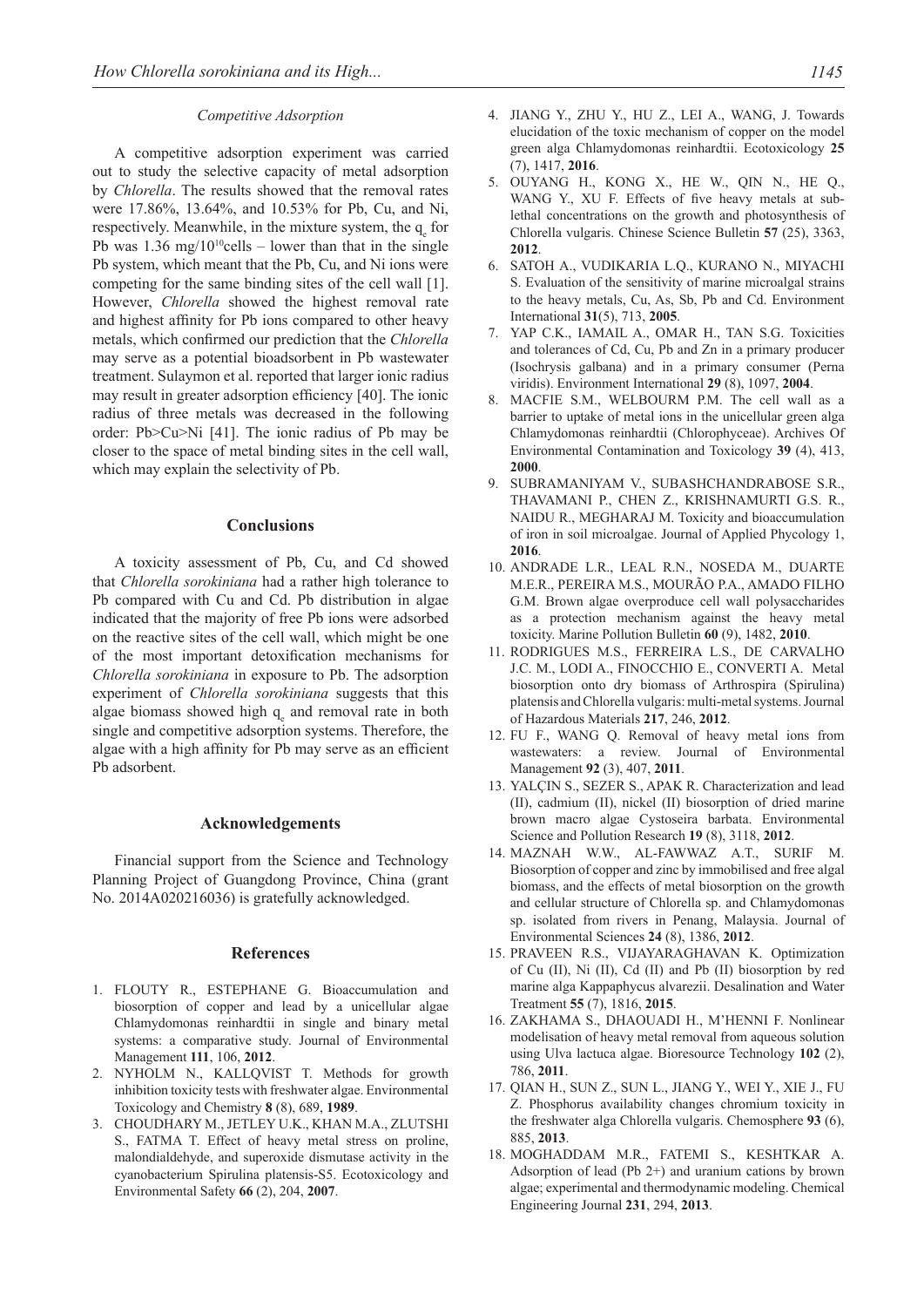### *Competitive Adsorption*

A competitive adsorption experiment was carried out to study the selective capacity of metal adsorption by *Chlorella*. The results showed that the removal rates were 17.86%, 13.64%, and 10.53% for Pb, Cu, and Ni, respectively. Meanwhile, in the mixture system, the $q_e$ for Pb was 1.36 mg/$10^{10}$cells – lower than that in the single Pb system, which meant that the Pb, Cu, and Ni ions were competing for the same binding sites of the cell wall [1]. However, *Chlorella* showed the highest removal rate and highest affinity for Pb ions compared to other heavy metals, which confirmed our prediction that the *Chlorella* may serve as a potential bioadsorbent in Pb wastewater treatment. Sulaymon et al. reported that larger ionic radius may result in greater adsorption efficiency [40]. The ionic radius of three metals was decreased in the following order: Pb>Cu>Ni [41]. The ionic radius of Pb may be closer to the space of metal binding sites in the cell wall, which may explain the selectivity of Pb.

## Conclusions

A toxicity assessment of Pb, Cu, and Cd showed that *Chlorella sorokiniana* had a rather high tolerance to Pb compared with Cu and Cd. Pb distribution in algae indicated that the majority of free Pb ions were adsorbed on the reactive sites of the cell wall, which might be one of the most important detoxification mechanisms for *Chlorella sorokiniana* in exposure to Pb. The adsorption experiment of *Chlorella sorokiniana* suggests that this algae biomass showed high $q_e$ and removal rate in both single and competitive adsorption systems. Therefore, the algae with a high affinity for Pb may serve as an efficient Pb adsorbent.

## Acknowledgements

Financial support from the Science and Technology Planning Project of Guangdong Province, China (grant No. 2014A020216036) is gratefully acknowledged.

## References

1. FLOUTY R., ESTEPHANE G. Bioaccumulation and biosorption of copper and lead by a unicellular algae Chlamydomonas reinhardtii in single and binary metal systems: a comparative study. Journal of Environmental Management **111**, 106, **2012**.
2. NYHOLM N., KALLQVIST T. Methods for growth inhibition toxicity tests with freshwater algae. Environmental Toxicology and Chemistry **8** (8), 689, **1989**.
3. CHOUDHARY M., JETLEY U.K., KHAN M.A., ZLUTSHI S., FATMA T. Effect of heavy metal stress on proline, malondialdehyde, and superoxide dismutase activity in the cyanobacterium Spirulina platensis-S5. Ecotoxicology and Environmental Safety **66** (2), 204, **2007**.
4. JIANG Y., ZHU Y., HU Z., LEI A., WANG, J. Towards elucidation of the toxic mechanism of copper on the model green alga Chlamydomonas reinhardtii. Ecotoxicology **25** (7), 1417, **2016**.
5. OUYANG H., KONG X., HE W., QIN N., HE Q., WANG Y., XU F. Effects of five heavy metals at sub-lethal concentrations on the growth and photosynthesis of Chlorella vulgaris. Chinese Science Bulletin **57** (25), 3363, **2012**.
6. SATOH A., VUDIKARIA L.Q., KURANO N., MIYACHI S. Evaluation of the sensitivity of marine microalgal strains to the heavy metals, Cu, As, Sb, Pb and Cd. Environment International **31**(5), 713, **2005**.
7. YAP C.K., IAMAIL A., OMAR H., TAN S.G. Toxicities and tolerances of Cd, Cu, Pb and Zn in a primary producer (Isochrysis galbana) and in a primary consumer (Perna viridis). Environment International **29** (8), 1097, **2004**.
8. MACFIE S.M., WELBOURM P.M. The cell wall as a barrier to uptake of metal ions in the unicellular green alga Chlamydomonas reinhardtii (Chlorophyceae). Archives Of Environmental Contamination and Toxicology **39** (4), 413, **2000**.
9. SUBRAMANIYAM V., SUBASHCHANDRABOSE S.R., THAVAMANI P., CHEN Z., KRISHNAMURTI G.S. R., NAIDU R., MEGHARAJ M. Toxicity and bioaccumulation of iron in soil microalgae. Journal of Applied Phycology 1, **2016**.
10. ANDRADE L.R., LEAL R.N., NOSEDA M., DUARTE M.E.R., PEREIRA M.S., MOURÃO P.A., AMADO FILHO G.M. Brown algae overproduce cell wall polysaccharides as a protection mechanism against the heavy metal toxicity. Marine Pollution Bulletin **60** (9), 1482, **2010**.
11. RODRIGUES M.S., FERREIRA L.S., DE CARVALHO J.C. M., LODI A., FINOCCHIO E., CONVERTI A. Metal biosorption onto dry biomass of Arthrospira (Spirulina) platensis and Chlorella vulgaris: multi-metal systems. Journal of Hazardous Materials **217**, 246, **2012**.
12. FU F., WANG Q. Removal of heavy metal ions from wastewaters: a review. Journal of Environmental Management **92** (3), 407, **2011**.
13. YALÇIN S., SEZER S., APAK R. Characterization and lead (II), cadmium (II), nickel (II) biosorption of dried marine brown macro algae Cystoseira barbata. Environmental Science and Pollution Research **19** (8), 3118, **2012**.
14. MAZNAH W.W., AL-FAWWAZ A.T., SURIF M. Biosorption of copper and zinc by immobilised and free algal biomass, and the effects of metal biosorption on the growth and cellular structure of Chlorella sp. and Chlamydomonas sp. isolated from rivers in Penang, Malaysia. Journal of Environmental Sciences **24** (8), 1386, **2012**.
15. PRAVEEN R.S., VIJAYARAGHAVAN K. Optimization of Cu (II), Ni (II), Cd (II) and Pb (II) biosorption by red marine alga Kappaphycus alvarezii. Desalination and Water Treatment **55** (7), 1816, **2015**.
16. ZAKHAMA S., DHAOUADI H., M'HENNI F. Nonlinear modelisation of heavy metal removal from aqueous solution using Ulva lactuca algae. Bioresource Technology **102** (2), 786, **2011**.
17. QIAN H., SUN Z., SUN L., JIANG Y., WEI Y., XIE J., FU Z. Phosphorus availability changes chromium toxicity in the freshwater alga Chlorella vulgaris. Chemosphere **93** (6), 885, **2013**.
18. MOGHADDAM M.R., FATEMI S., KESHTKAR A. Adsorption of lead (Pb 2+) and uranium cations by brown algae; experimental and thermodynamic modeling. Chemical Engineering Journal **231**, 294, **2013**.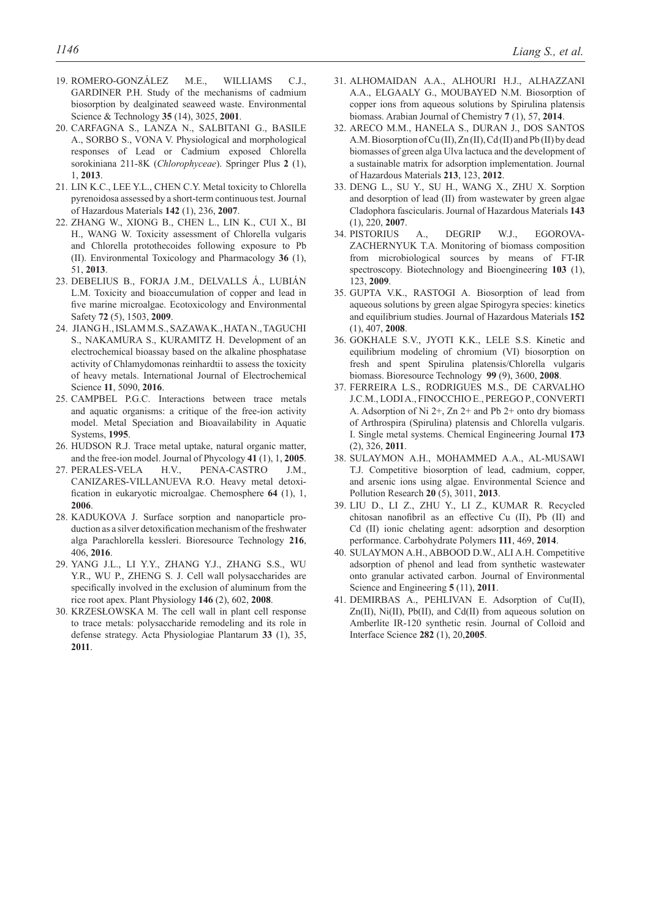19. ROMERO-GONZÁLEZ M.E., WILLIAMS C.J., GARDINER P.H. Study of the mechanisms of cadmium biosorption by dealginated seaweed waste. Environmental Science & Technology **35** (14), 3025, **2001**.
20. CARFAGNA S., LANZA N., SALBITANI G., BASILE A., SORBO S., VONA V. Physiological and morphological responses of Lead or Cadmium exposed Chlorella sorokiniana 211-8K (*Chlorophyceae*). Springer Plus **2** (1), 1, **2013**.
21. LIN K.C., LEE Y.L., CHEN C.Y. Metal toxicity to Chlorella pyrenoidosa assessed by a short-term continuous test. Journal of Hazardous Materials **142** (1), 236, **2007**.
22. ZHANG W., XIONG B., CHEN L., LIN K., CUI X., BI H., WANG W. Toxicity assessment of Chlorella vulgaris and Chlorella protothecoides following exposure to Pb (II). Environmental Toxicology and Pharmacology **36** (1), 51, **2013**.
23. DEBELIUS B., FORJA J.M., DELVALLS Á., LUBIÁN L.M. Toxicity and bioaccumulation of copper and lead in five marine microalgae. Ecotoxicology and Environmental Safety **72** (5), 1503, **2009**.
24. JIANG H., ISLAM M.S., SAZAWA K., HATA N., TAGUCHI S., NAKAMURA S., KURAMITZ H. Development of an electrochemical bioassay based on the alkaline phosphatase activity of Chlamydomonas reinhardtii to assess the toxicity of heavy metals. International Journal of Electrochemical Science **11**, 5090, **2016**.
25. CAMPBEL P.G.C. Interactions between trace metals and aquatic organisms: a critique of the free-ion activity model. Metal Speciation and Bioavailability in Aquatic Systems, **1995**.
26. HUDSON R.J. Trace metal uptake, natural organic matter, and the free-ion model. Journal of Phycology **41** (1), 1, **2005**.
27. PERALES-VELA H.V., PENA-CASTRO J.M., CANIZARES-VILLANUEVA R.O. Heavy metal detoxification in eukaryotic microalgae. Chemosphere **64** (1), 1, **2006**.
28. KADUKOVA J. Surface sorption and nanoparticle production as a silver detoxification mechanism of the freshwater alga Parachlorella kessleri. Bioresource Technology **216**, 406, **2016**.
29. YANG J.L., LI Y.Y., ZHANG Y.J., ZHANG S.S., WU Y.R., WU P., ZHENG S. J. Cell wall polysaccharides are specifically involved in the exclusion of aluminum from the rice root apex. Plant Physiology **146** (2), 602, **2008**.
30. KRZESŁOWSKA M. The cell wall in plant cell response to trace metals: polysaccharide remodeling and its role in defense strategy. Acta Physiologiae Plantarum **33** (1), 35, **2011**.
31. ALHOMAIDAN A.A., ALHOURI H.J., ALHAZZANI A.A., ELGAALY G., MOUBAYED N.M. Biosorption of copper ions from aqueous solutions by Spirulina platensis biomass. Arabian Journal of Chemistry **7** (1), 57, **2014**.
32. ARECO M.M., HANELA S., DURAN J., DOS SANTOS A.M. Biosorption of Cu (II), Zn (II), Cd (II) and Pb (II) by dead biomasses of green alga Ulva lactuca and the development of a sustainable matrix for adsorption implementation. Journal of Hazardous Materials **213**, 123, **2012**.
33. DENG L., SU Y., SU H., WANG X., ZHU X. Sorption and desorption of lead (II) from wastewater by green algae Cladophora fascicularis. Journal of Hazardous Materials **143** (1), 220, **2007**.
34. PISTORIUS A., DEGRIP W.J., EGOROVA-ZACHERNYUK T.A. Monitoring of biomass composition from microbiological sources by means of FT-IR spectroscopy. Biotechnology and Bioengineering **103** (1), 123, **2009**.
35. GUPTA V.K., RASTOGI A. Biosorption of lead from aqueous solutions by green algae Spirogyra species: kinetics and equilibrium studies. Journal of Hazardous Materials **152** (1), 407, **2008**.
36. GOKHALE S.V., JYOTI K.K., LELE S.S. Kinetic and equilibrium modeling of chromium (VI) biosorption on fresh and spent Spirulina platensis/Chlorella vulgaris biomass. Bioresource Technology **99** (9), 3600, **2008**.
37. FERREIRA L.S., RODRIGUES M.S., DE CARVALHO J.C.M., LODI A., FINOCCHIO E., PEREGO P., CONVERTI A. Adsorption of Ni 2+, Zn 2+ and Pb 2+ onto dry biomass of Arthrospira (Spirulina) platensis and Chlorella vulgaris. I. Single metal systems. Chemical Engineering Journal **173** (2), 326, **2011**.
38. SULAYMON A.H., MOHAMMED A.A., AL-MUSAWI T.J. Competitive biosorption of lead, cadmium, copper, and arsenic ions using algae. Environmental Science and Pollution Research **20** (5), 3011, **2013**.
39. LIU D., LI Z., ZHU Y., LI Z., KUMAR R. Recycled chitosan nanofibril as an effective Cu (II), Pb (II) and Cd (II) ionic chelating agent: adsorption and desorption performance. Carbohydrate Polymers **111**, 469, **2014**.
40. SULAYMON A.H., ABBOOD D.W., ALI A.H. Competitive adsorption of phenol and lead from synthetic wastewater onto granular activated carbon. Journal of Environmental Science and Engineering **5** (11), **2011**.
41. DEMIRBAS A., PEHLIVAN E. Adsorption of Cu(II), Zn(II), Ni(II), Pb(II), and Cd(II) from aqueous solution on Amberlite IR-120 synthetic resin. Journal of Colloid and Interface Science **282** (1), 20,**2005**.